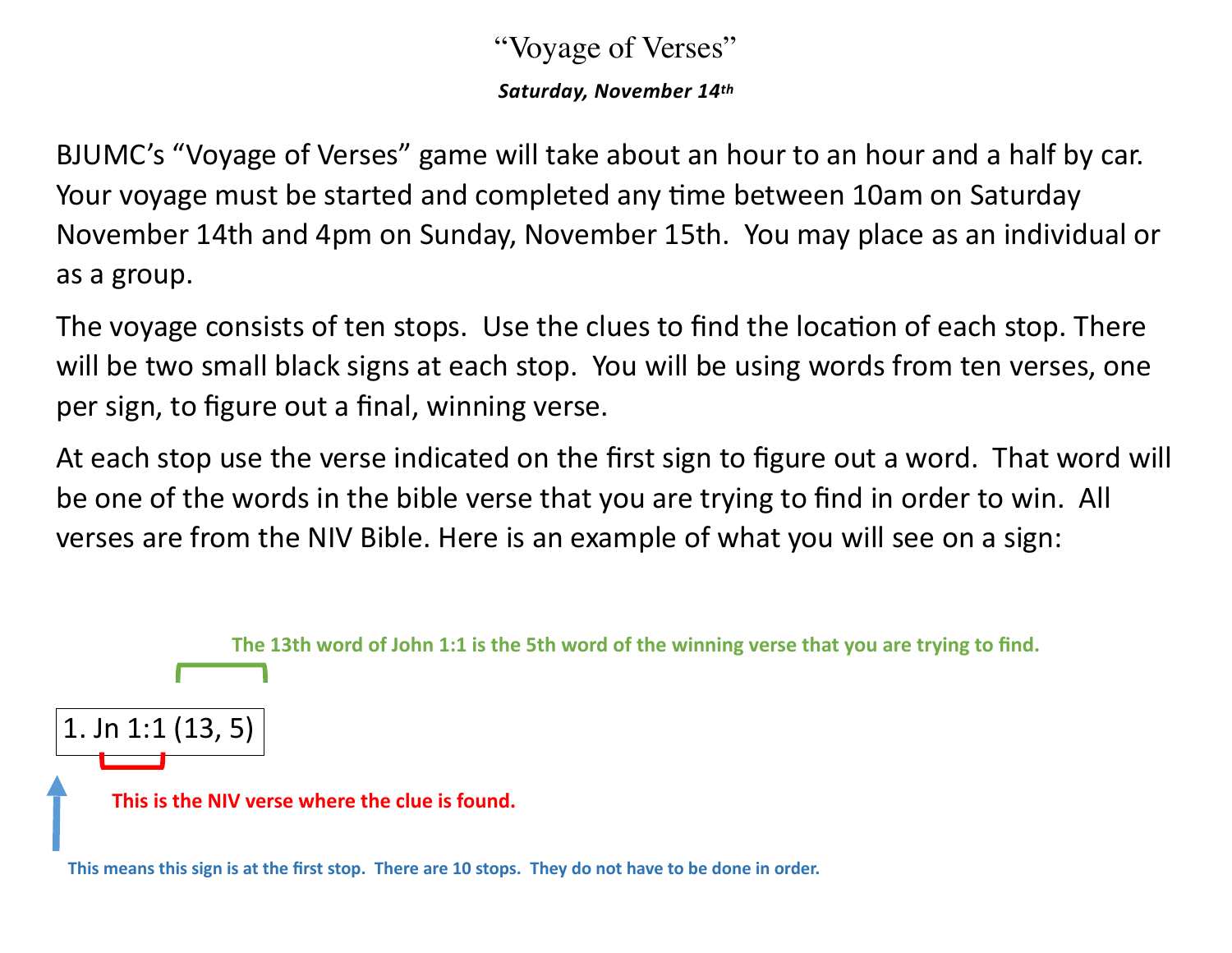# "Voyage of Verses"

***Saturday, November 14th***

BJUMC's "Voyage of Verses" game will take about an hour to an hour and a half by car. Your voyage must be started and completed any time between 10am on Saturday November 14th and 4pm on Sunday, November 15th. You may place as an individual or as a group.

The voyage consists of ten stops. Use the clues to find the location of each stop. There will be two small black signs at each stop. You will be using words from ten verses, one per sign, to figure out a final, winning verse.

At each stop use the verse indicated on the first sign to figure out a word. That word will be one of the words in the bible verse that you are trying to find in order to win. All verses are from the NIV Bible. Here is an example of what you will see on a sign:

**The 13th word of John 1:1 is the 5th word of the winning verse that you are trying to find.**

1. Jn 1:1 (13, 5)

**This is the NIV verse where the clue is found.**

**This means this sign is at the first stop. There are 10 stops. They do not have to be done in order.**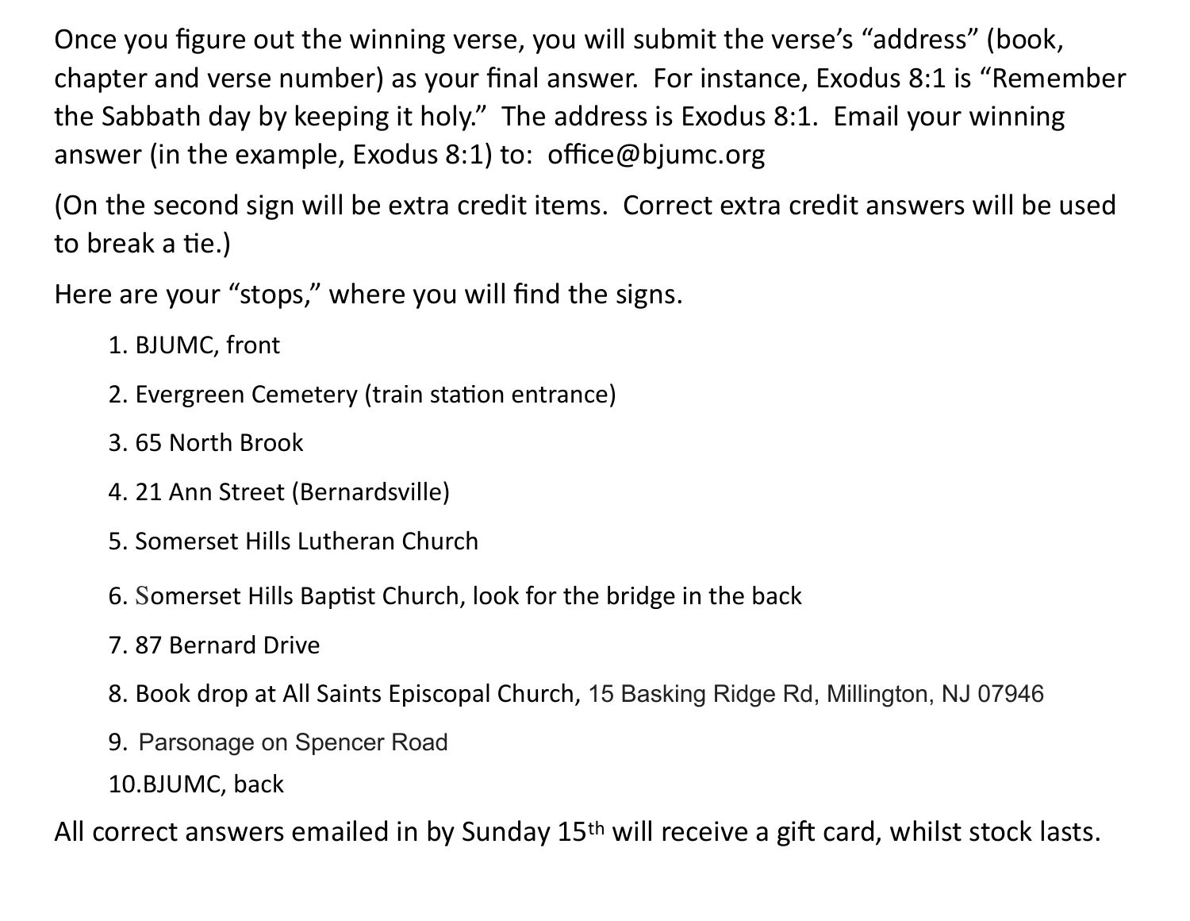Once you figure out the winning verse, you will submit the verse's "address" (book, chapter and verse number) as your final answer. For instance, Exodus 8:1 is "Remember the Sabbath day by keeping it holy." The address is Exodus 8:1. Email your winning answer (in the example, Exodus 8:1) to: office@bjumc.org

(On the second sign will be extra credit items. Correct extra credit answers will be used to break a tie.)

Here are your "stops," where you will find the signs.

1. BJUMC, front
2. Evergreen Cemetery (train station entrance)
3. 65 North Brook
4. 21 Ann Street (Bernardsville)
5. Somerset Hills Lutheran Church
6. Somerset Hills Baptist Church, look for the bridge in the back
7. 87 Bernard Drive
8. Book drop at All Saints Episcopal Church, 15 Basking Ridge Rd, Millington, NJ 07946
9. Parsonage on Spencer Road
10. BJUMC, back

All correct answers emailed in by Sunday 15th will receive a gift card, whilst stock lasts.